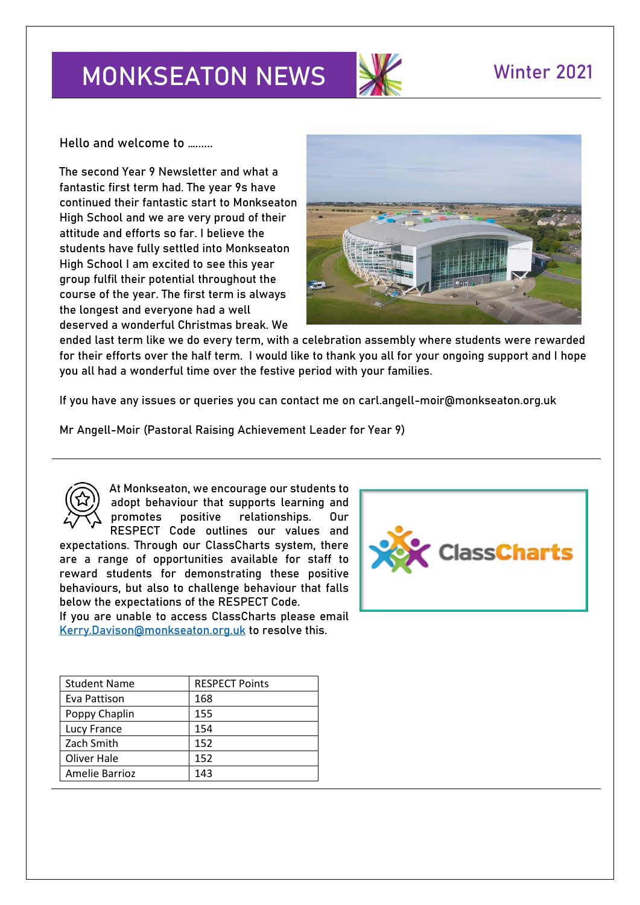# MONKSEATON NEWS

## Winter 2021

Hello and welcome to ………

The second Year 9 Newsletter and what a fantastic first term had. The year 9s have continued their fantastic start to Monkseaton High School and we are very proud of their attitude and efforts so far. I believe the students have fully settled into Monkseaton High School I am excited to see this year group fulfil their potential throughout the course of the year. The first term is always the longest and everyone had a well deserved a wonderful Christmas break. We ended last term like we do every term, with a celebration assembly where students were rewarded for their efforts over the half term. I would like to thank you all for your ongoing support and I hope you all had a wonderful time over the festive period with your families.

If you have any issues or queries you can contact me on carl.angell-moir@monkseaton.org.uk

Mr Angell-Moir (Pastoral Raising Achievement Leader for Year 9)

---

At Monkseaton, we encourage our students to adopt behaviour that supports learning and promotes positive relationships. Our RESPECT Code outlines our values and expectations. Through our ClassCharts system, there are a range of opportunities available for staff to reward students for demonstrating these positive behaviours, but also to challenge behaviour that falls below the expectations of the RESPECT Code.

If you are unable to access ClassCharts please email Kerry.Davison@monkseaton.org.uk to resolve this.

| Student Name | RESPECT Points |
| --- | --- |
| Eva Pattison | 168 |
| Poppy Chaplin | 155 |
| Lucy France | 154 |
| Zach Smith | 152 |
| Oliver Hale | 152 |
| Amelie Barrioz | 143 |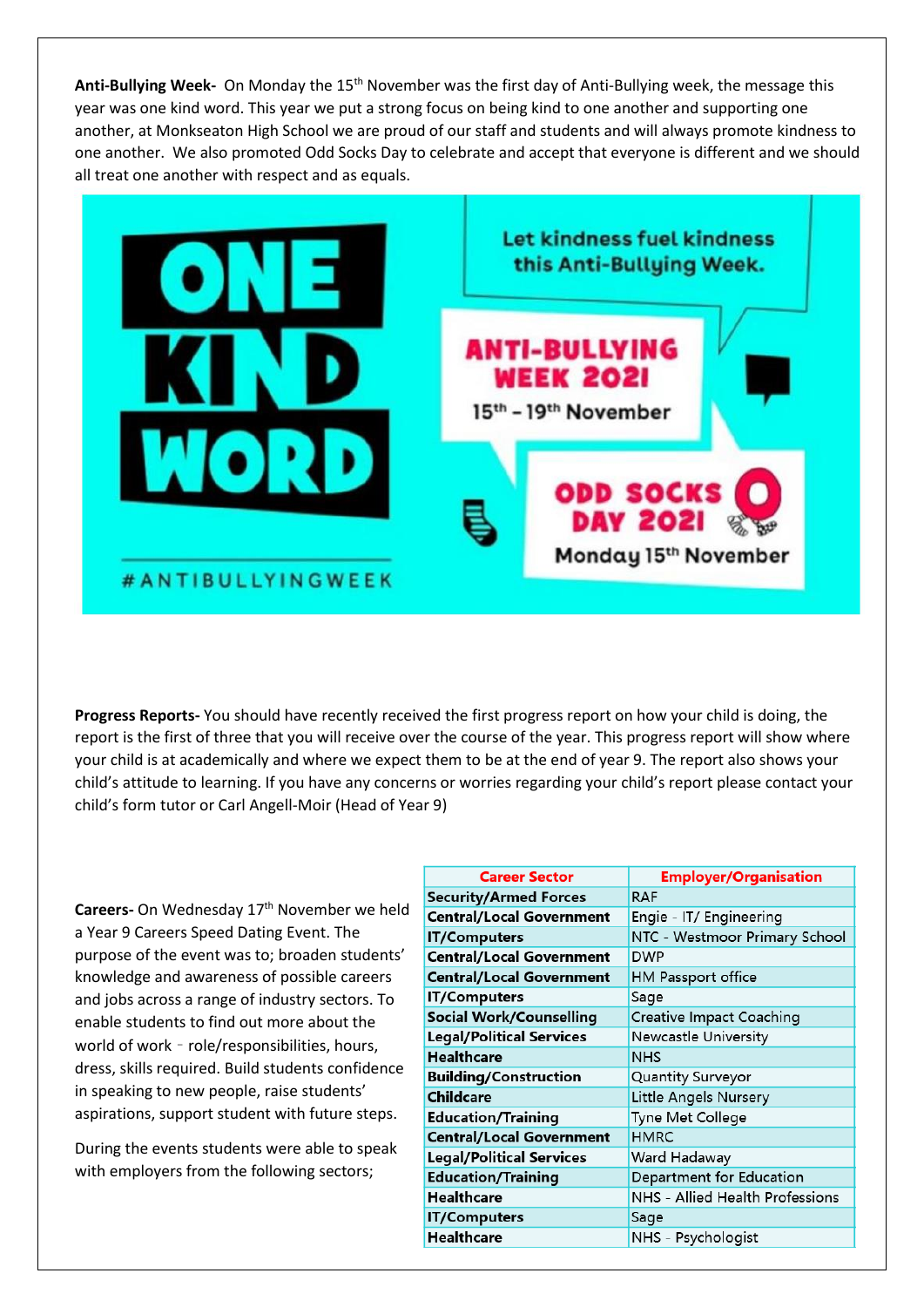**Anti-Bullying Week-** On Monday the 15th November was the first day of Anti-Bullying week, the message this year was one kind word. This year we put a strong focus on being kind to one another and supporting one another, at Monkseaton High School we are proud of our staff and students and will always promote kindness to one another. We also promoted Odd Socks Day to celebrate and accept that everyone is different and we should all treat one another with respect and as equals.

ONE KIND WORD

Let kindness fuel kindness this Anti-Bullying Week.

ANTI-BULLYING WEEK 2021

15th – 19th November

ODD SOCKS DAY 2021

Monday 15th November

#ANTIBULLYINGWEEK

**Progress Reports-** You should have recently received the first progress report on how your child is doing, the report is the first of three that you will receive over the course of the year. This progress report will show where your child is at academically and where we expect them to be at the end of year 9. The report also shows your child's attitude to learning. If you have any concerns or worries regarding your child's report please contact your child's form tutor or Carl Angell-Moir (Head of Year 9)

**Careers-** On Wednesday 17th November we held a Year 9 Careers Speed Dating Event. The purpose of the event was to; broaden students' knowledge and awareness of possible careers and jobs across a range of industry sectors. To enable students to find out more about the world of work – role/responsibilities, hours, dress, skills required. Build students confidence in speaking to new people, raise students' aspirations, support student with future steps.

During the events students were able to speak with employers from the following sectors;

| Career Sector | Employer/Organisation |
|---|---|
| **Security/Armed Forces** | RAF |
| **Central/Local Government** | Engie – IT/ Engineering |
| **IT/Computers** | NTC - Westmoor Primary School |
| **Central/Local Government** | DWP |
| **Central/Local Government** | HM Passport office |
| **IT/Computers** | Sage |
| **Social Work/Counselling** | Creative Impact Coaching |
| **Legal/Political Services** | Newcastle University |
| **Healthcare** | NHS |
| **Building/Construction** | Quantity Surveyor |
| **Childcare** | Little Angels Nursery |
| **Education/Training** | Tyne Met College |
| **Central/Local Government** | HMRC |
| **Legal/Political Services** | Ward Hadaway |
| **Education/Training** | Department for Education |
| **Healthcare** | NHS - Allied Health Professions |
| **IT/Computers** | Sage |
| **Healthcare** | NHS – Psychologist |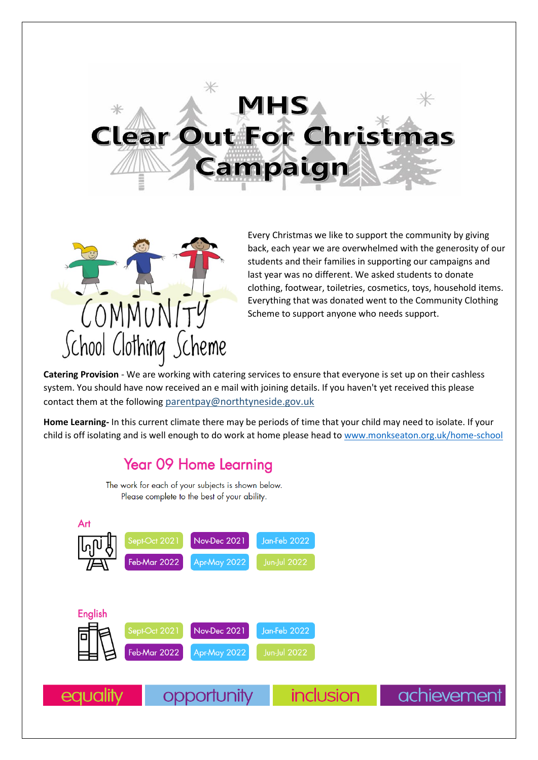# MHS Clear Out For Christmas Campaign

COMMUNITY School Clothing Scheme

Every Christmas we like to support the community by giving back, each year we are overwhelmed with the generosity of our students and their families in supporting our campaigns and last year was no different. We asked students to donate clothing, footwear, toiletries, cosmetics, toys, household items. Everything that was donated went to the Community Clothing Scheme to support anyone who needs support.

**Catering Provision** - We are working with catering services to ensure that everyone is set up on their cashless system. You should have now received an e mail with joining details. If you haven't yet received this please contact them at the following parentpay@northtyneside.gov.uk

**Home Learning-** In this current climate there may be periods of time that your child may need to isolate. If your child is off isolating and is well enough to do work at home please head to www.monkseaton.org.uk/home-school

## Year 09 Home Learning

The work for each of your subjects is shown below.
Please complete to the best of your ability.

### Art

Sept-Oct 2021 | Nov-Dec 2021 | Jan-Feb 2022
Feb-Mar 2022 | Apr-May 2022 | Jun-Jul 2022

### English

Sept-Oct 2021 | Nov-Dec 2021 | Jan-Feb 2022
Feb-Mar 2022 | Apr-May 2022 | Jun-Jul 2022

equality opportunity inclusion achievement